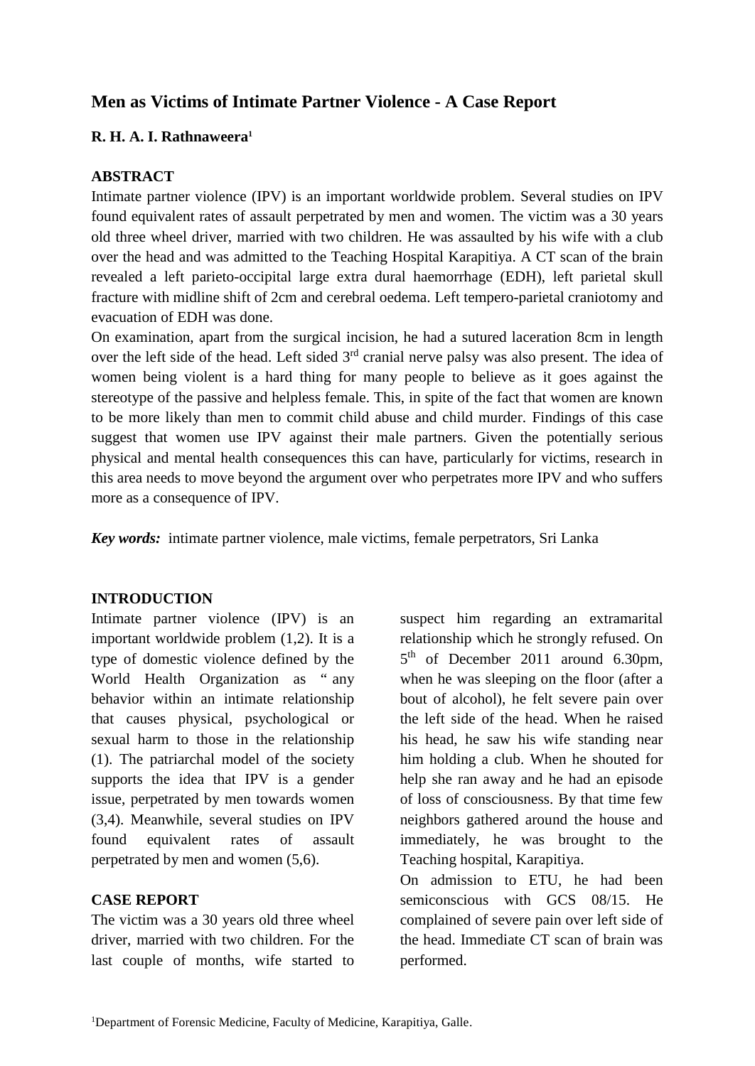# Men as Victims of Intimate Partner Violence - A Case Report

**R. H. A. I. Rathnaweera[1]**

## ABSTRACT

Intimate partner violence (IPV) is an important worldwide problem. Several studies on IPV found equivalent rates of assault perpetrated by men and women. The victim was a 30 years old three wheel driver, married with two children. He was assaulted by his wife with a club over the head and was admitted to the Teaching Hospital Karapitiya. A CT scan of the brain revealed a left parieto-occipital large extra dural haemorrhage (EDH), left parietal skull fracture with midline shift of 2cm and cerebral oedema. Left tempero-parietal craniotomy and evacuation of EDH was done.

On examination, apart from the surgical incision, he had a sutured laceration 8cm in length over the left side of the head. Left sided 3rd cranial nerve palsy was also present. The idea of women being violent is a hard thing for many people to believe as it goes against the stereotype of the passive and helpless female. This, in spite of the fact that women are known to be more likely than men to commit child abuse and child murder. Findings of this case suggest that women use IPV against their male partners. Given the potentially serious physical and mental health consequences this can have, particularly for victims, research in this area needs to move beyond the argument over who perpetrates more IPV and who suffers more as a consequence of IPV.

***Key words:*** intimate partner violence, male victims, female perpetrators, Sri Lanka

## INTRODUCTION

Intimate partner violence (IPV) is an important worldwide problem (1,2). It is a type of domestic violence defined by the World Health Organization as " any behavior within an intimate relationship that causes physical, psychological or sexual harm to those in the relationship (1). The patriarchal model of the society supports the idea that IPV is a gender issue, perpetrated by men towards women (3,4). Meanwhile, several studies on IPV found equivalent rates of assault perpetrated by men and women (5,6).

## CASE REPORT

The victim was a 30 years old three wheel driver, married with two children. For the last couple of months, wife started to suspect him regarding an extramarital relationship which he strongly refused. On 5th of December 2011 around 6.30pm, when he was sleeping on the floor (after a bout of alcohol), he felt severe pain over the left side of the head. When he raised his head, he saw his wife standing near him holding a club. When he shouted for help she ran away and he had an episode of loss of consciousness. By that time few neighbors gathered around the house and immediately, he was brought to the Teaching hospital, Karapitiya.

On admission to ETU, he had been semiconscious with GCS 08/15. He complained of severe pain over left side of the head. Immediate CT scan of brain was performed.

[1]Department of Forensic Medicine, Faculty of Medicine, Karapitiya, Galle.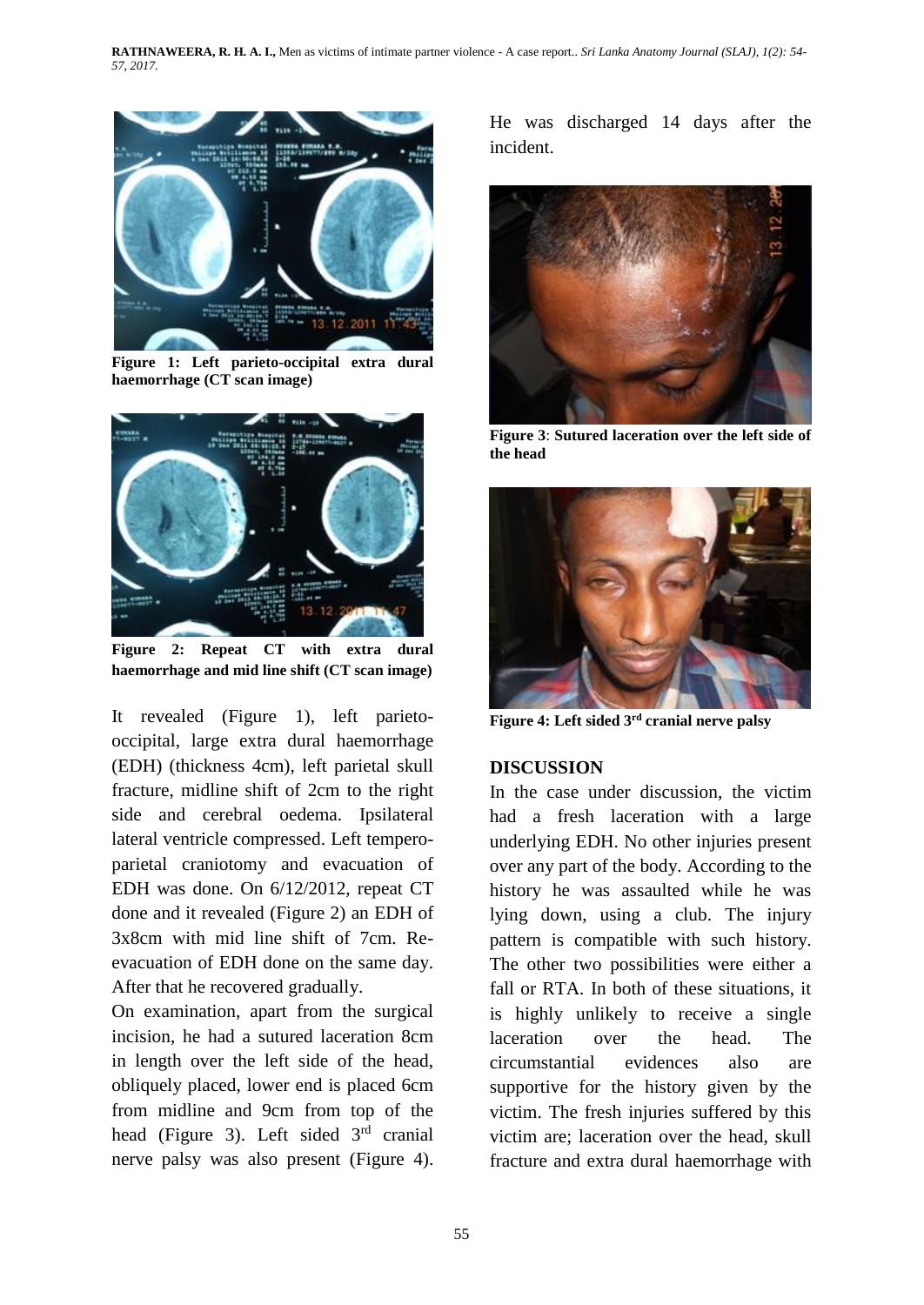Figure 1: Left parieto-occipital extra dural haemorrhage (CT scan image)

Figure 2: Repeat CT with extra dural haemorrhage and mid line shift (CT scan image)

It revealed (Figure 1), left parieto-occipital, large extra dural haemorrhage (EDH) (thickness 4cm), left parietal skull fracture, midline shift of 2cm to the right side and cerebral oedema. Ipsilateral lateral ventricle compressed. Left tempero-parietal craniotomy and evacuation of EDH was done. On 6/12/2012, repeat CT done and it revealed (Figure 2) an EDH of 3x8cm with mid line shift of 7cm. Re-evacuation of EDH done on the same day. After that he recovered gradually.

On examination, apart from the surgical incision, he had a sutured laceration 8cm in length over the left side of the head, obliquely placed, lower end is placed 6cm from midline and 9cm from top of the head (Figure 3). Left sided 3[rd] cranial nerve palsy was also present (Figure 4). He was discharged 14 days after the incident.

Figure 3: Sutured laceration over the left side of the head

Figure 4: Left sided 3[rd] cranial nerve palsy

## DISCUSSION

In the case under discussion, the victim had a fresh laceration with a large underlying EDH. No other injuries present over any part of the body. According to the history he was assaulted while he was lying down, using a club. The injury pattern is compatible with such history. The other two possibilities were either a fall or RTA. In both of these situations, it is highly unlikely to receive a single laceration over the head. The circumstantial evidences also are supportive for the history given by the victim. The fresh injuries suffered by this victim are; laceration over the head, skull fracture and extra dural haemorrhage with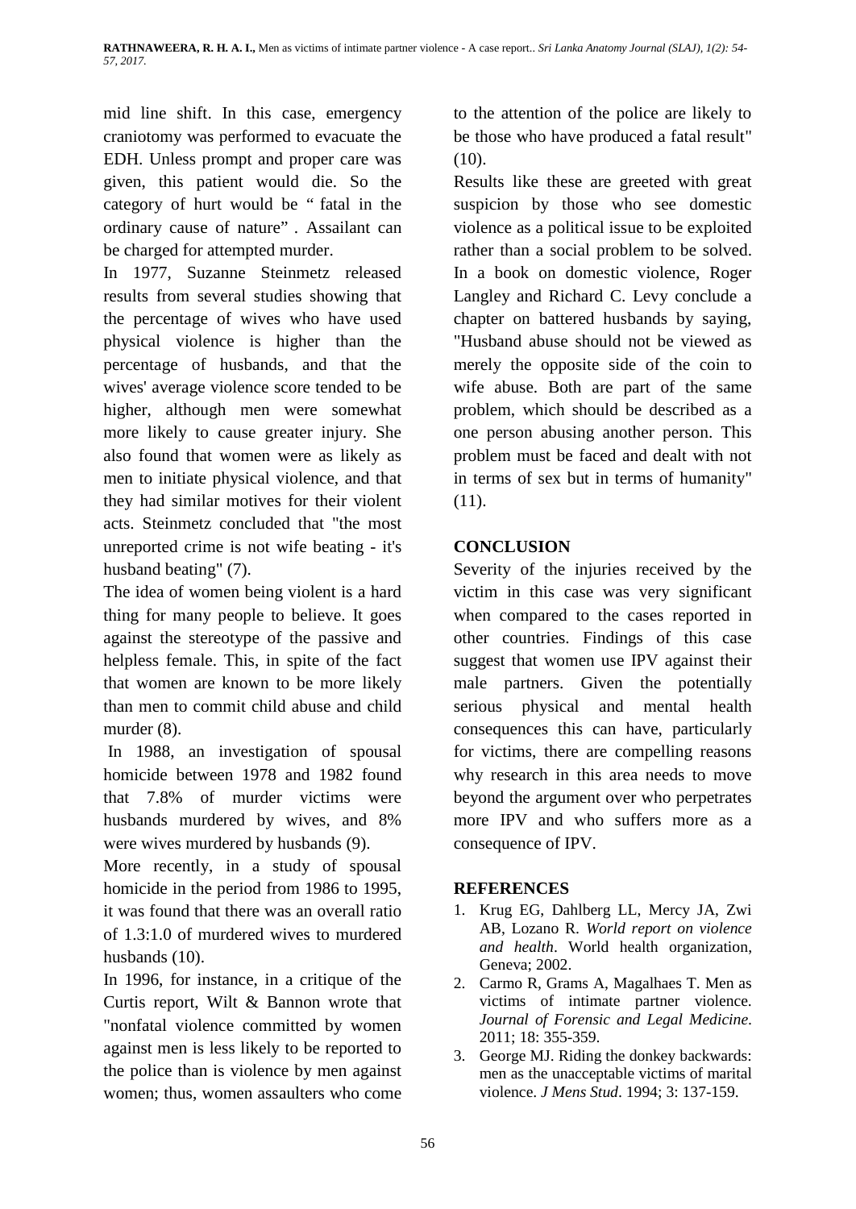mid line shift. In this case, emergency craniotomy was performed to evacuate the EDH. Unless prompt and proper care was given, this patient would die. So the category of hurt would be " fatal in the ordinary cause of nature" . Assailant can be charged for attempted murder.

In 1977, Suzanne Steinmetz released results from several studies showing that the percentage of wives who have used physical violence is higher than the percentage of husbands, and that the wives' average violence score tended to be higher, although men were somewhat more likely to cause greater injury. She also found that women were as likely as men to initiate physical violence, and that they had similar motives for their violent acts. Steinmetz concluded that "the most unreported crime is not wife beating - it's husband beating" (7).

The idea of women being violent is a hard thing for many people to believe. It goes against the stereotype of the passive and helpless female. This, in spite of the fact that women are known to be more likely than men to commit child abuse and child murder (8).

In 1988, an investigation of spousal homicide between 1978 and 1982 found that 7.8% of murder victims were husbands murdered by wives, and 8% were wives murdered by husbands (9).

More recently, in a study of spousal homicide in the period from 1986 to 1995, it was found that there was an overall ratio of 1.3:1.0 of murdered wives to murdered husbands (10).

In 1996, for instance, in a critique of the Curtis report, Wilt & Bannon wrote that "nonfatal violence committed by women against men is less likely to be reported to the police than is violence by men against women; thus, women assaulters who come to the attention of the police are likely to be those who have produced a fatal result" (10).

Results like these are greeted with great suspicion by those who see domestic violence as a political issue to be exploited rather than a social problem to be solved. In a book on domestic violence, Roger Langley and Richard C. Levy conclude a chapter on battered husbands by saying, "Husband abuse should not be viewed as merely the opposite side of the coin to wife abuse. Both are part of the same problem, which should be described as a one person abusing another person. This problem must be faced and dealt with not in terms of sex but in terms of humanity" (11).

## CONCLUSION

Severity of the injuries received by the victim in this case was very significant when compared to the cases reported in other countries. Findings of this case suggest that women use IPV against their male partners. Given the potentially serious physical and mental health consequences this can have, particularly for victims, there are compelling reasons why research in this area needs to move beyond the argument over who perpetrates more IPV and who suffers more as a consequence of IPV.

## REFERENCES

1. Krug EG, Dahlberg LL, Mercy JA, Zwi AB, Lozano R. *World report on violence and health*. World health organization, Geneva; 2002.
2. Carmo R, Grams A, Magalhaes T. Men as victims of intimate partner violence. *Journal of Forensic and Legal Medicine*. 2011; 18: 355-359.
3. George MJ. Riding the donkey backwards: men as the unacceptable victims of marital violence. *J Mens Stud*. 1994; 3: 137-159.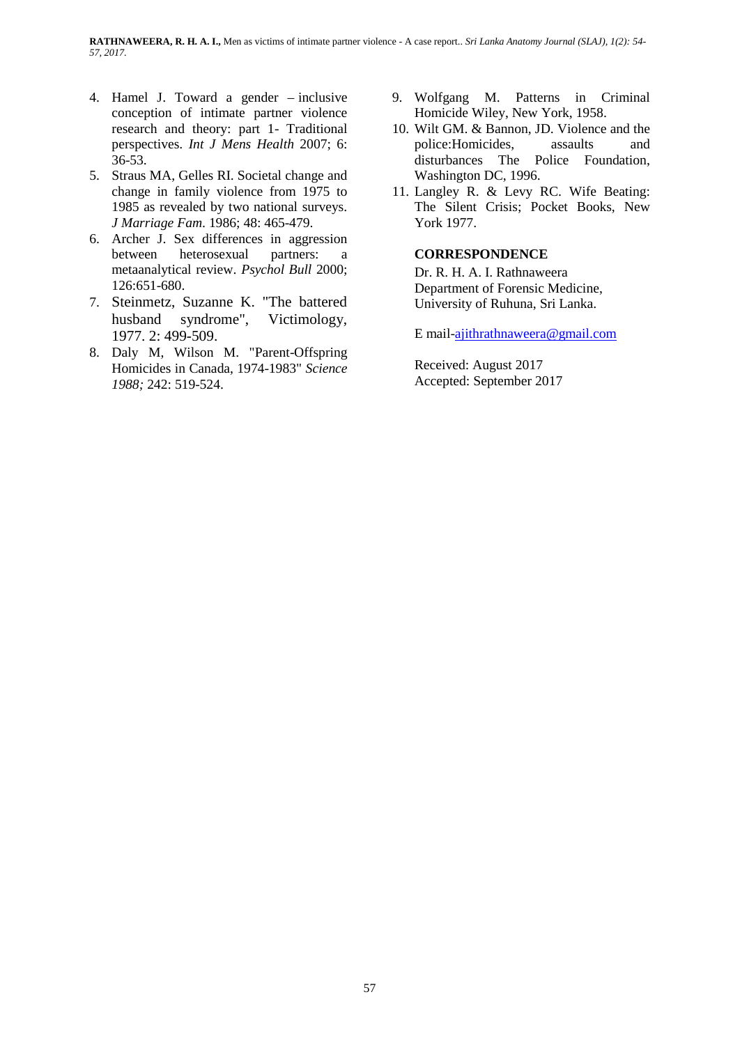4. Hamel J. Toward a gender – inclusive conception of intimate partner violence research and theory: part 1- Traditional perspectives. *Int J Mens Health* 2007; 6: 36-53.
5. Straus MA, Gelles RI. Societal change and change in family violence from 1975 to 1985 as revealed by two national surveys. *J Marriage Fam*. 1986; 48: 465-479.
6. Archer J. Sex differences in aggression between heterosexual partners: a metaanalytical review. *Psychol Bull* 2000; 126:651-680.
7. Steinmetz, Suzanne K. "The battered husband syndrome", Victimology, 1977. 2: 499-509.
8. Daly M, Wilson M. "Parent-Offspring Homicides in Canada, 1974-1983" *Science 1988;* 242: 519-524.
9. Wolfgang M. Patterns in Criminal Homicide Wiley, New York, 1958.
10. Wilt GM. & Bannon, JD. Violence and the police:Homicides, assaults and disturbances The Police Foundation, Washington DC, 1996.
11. Langley R. & Levy RC. Wife Beating: The Silent Crisis; Pocket Books, New York 1977.

**CORRESPONDENCE**

Dr. R. H. A. I. Rathnaweera
Department of Forensic Medicine,
University of Ruhuna, Sri Lanka.

E mail-ajithrathnaweera@gmail.com

Received: August 2017
Accepted: September 2017